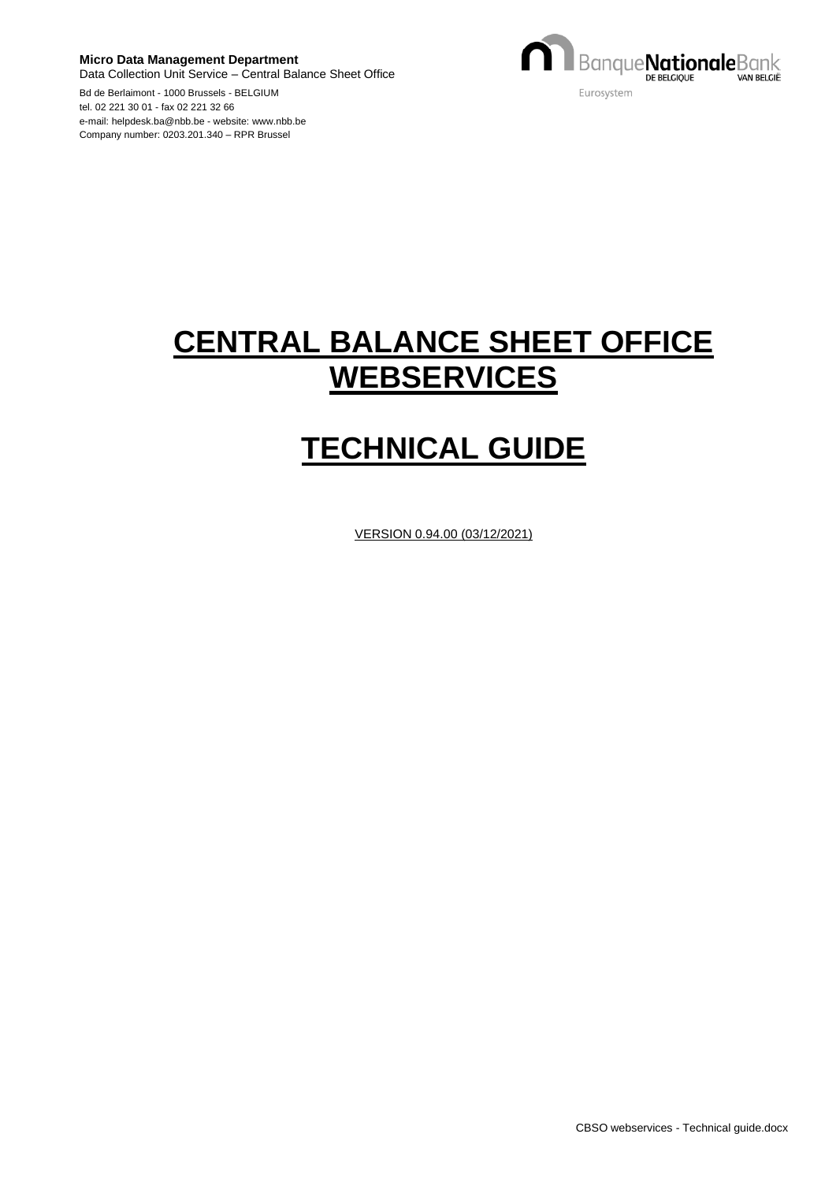**Micro Data Management Department**
Data Collection Unit Service – Central Balance Sheet Office

Bd de Berlaimont - 1000 Brussels - BELGIUM
tel. 02 221 30 01 - fax 02 221 32 66
e-mail: helpdesk.ba@nbb.be - website: www.nbb.be
Company number: 0203.201.340 – RPR Brussel

# CENTRAL BALANCE SHEET OFFICE WEBSERVICES

# TECHNICAL GUIDE

VERSION 0.94.00 (03/12/2021)

CBSO webservices - Technical guide.docx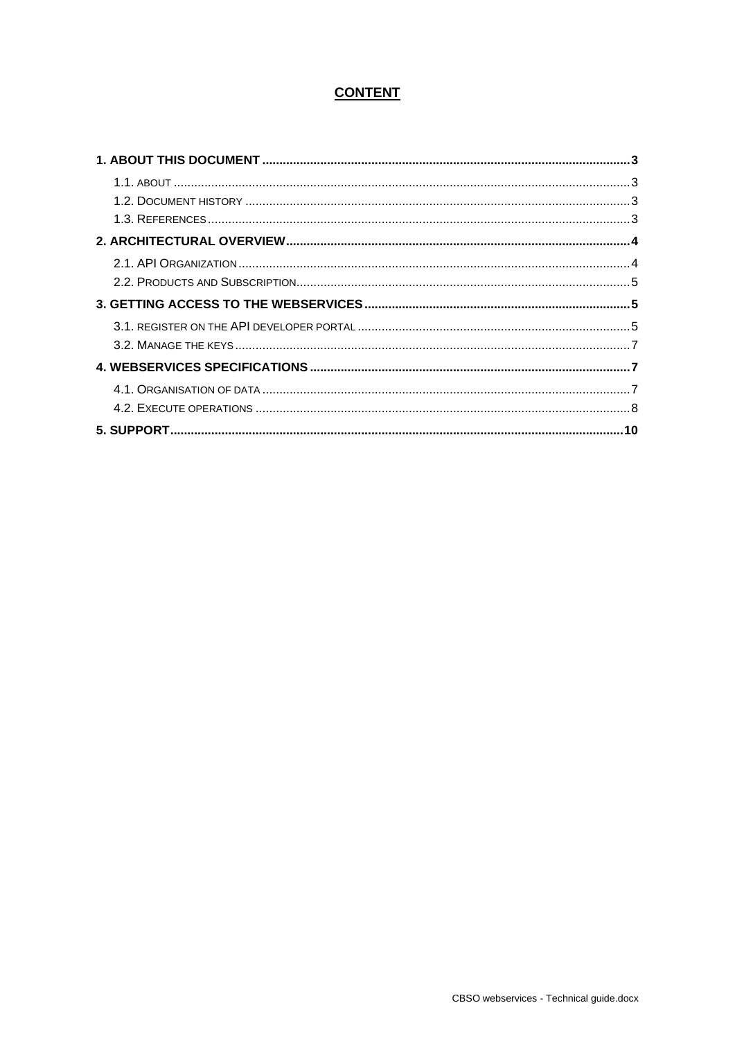# CONTENT

**1. ABOUT THIS DOCUMENT** ............ **3**

- 1.1. ABOUT ............ 3
- 1.2. DOCUMENT HISTORY ............ 3
- 1.3. REFERENCES ............ 3

**2. ARCHITECTURAL OVERVIEW** ............ **4**

- 2.1. API ORGANIZATION ............ 4
- 2.2. PRODUCTS AND SUBSCRIPTION ............ 5

**3. GETTING ACCESS TO THE WEBSERVICES** ............ **5**

- 3.1. REGISTER ON THE API DEVELOPER PORTAL ............ 5
- 3.2. MANAGE THE KEYS ............ 7

**4. WEBSERVICES SPECIFICATIONS** ............ **7**

- 4.1. ORGANISATION OF DATA ............ 7
- 4.2. EXECUTE OPERATIONS ............ 8

**5. SUPPORT** ............ **10**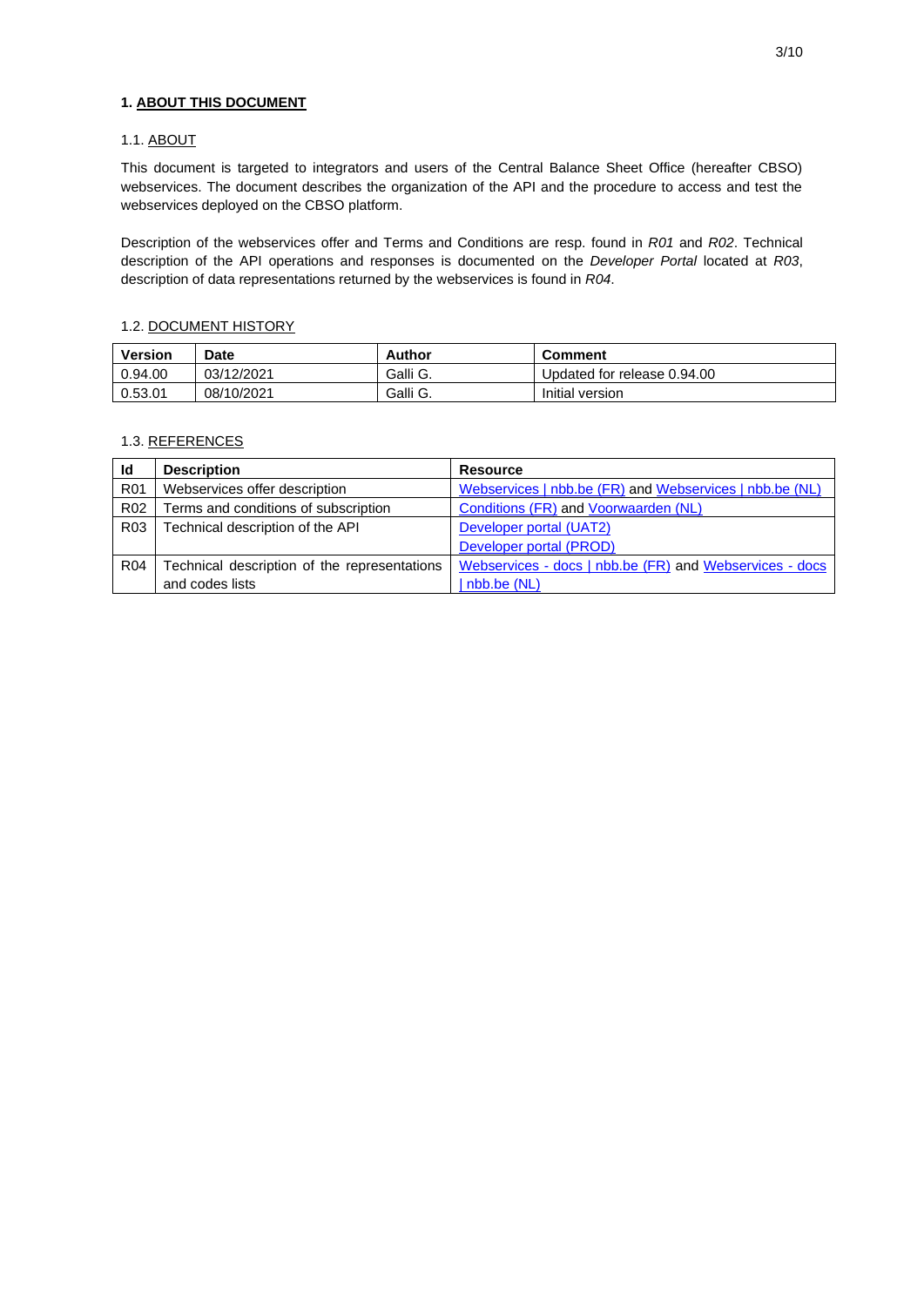# 1. ABOUT THIS DOCUMENT

## 1.1. ABOUT

This document is targeted to integrators and users of the Central Balance Sheet Office (hereafter CBSO) webservices. The document describes the organization of the API and the procedure to access and test the webservices deployed on the CBSO platform.

Description of the webservices offer and Terms and Conditions are resp. found in *R01* and *R02*. Technical description of the API operations and responses is documented on the *Developer Portal* located at *R03*, description of data representations returned by the webservices is found in *R04.*

## 1.2. DOCUMENT HISTORY

| Version | Date | Author | Comment |
|---|---|---|---|
| 0.94.00 | 03/12/2021 | Galli G. | Updated for release 0.94.00 |
| 0.53.01 | 08/10/2021 | Galli G. | Initial version |

## 1.3. REFERENCES

| Id | Description | Resource |
|---|---|---|
| R01 | Webservices offer description | Webservices \| nbb.be (FR) and Webservices \| nbb.be (NL) |
| R02 | Terms and conditions of subscription | Conditions (FR) and Voorwaarden (NL) |
| R03 | Technical description of the API | Developer portal (UAT2)<br>Developer portal (PROD) |
| R04 | Technical description of the representations and codes lists | Webservices - docs \| nbb.be (FR) and Webservices - docs \| nbb.be (NL) |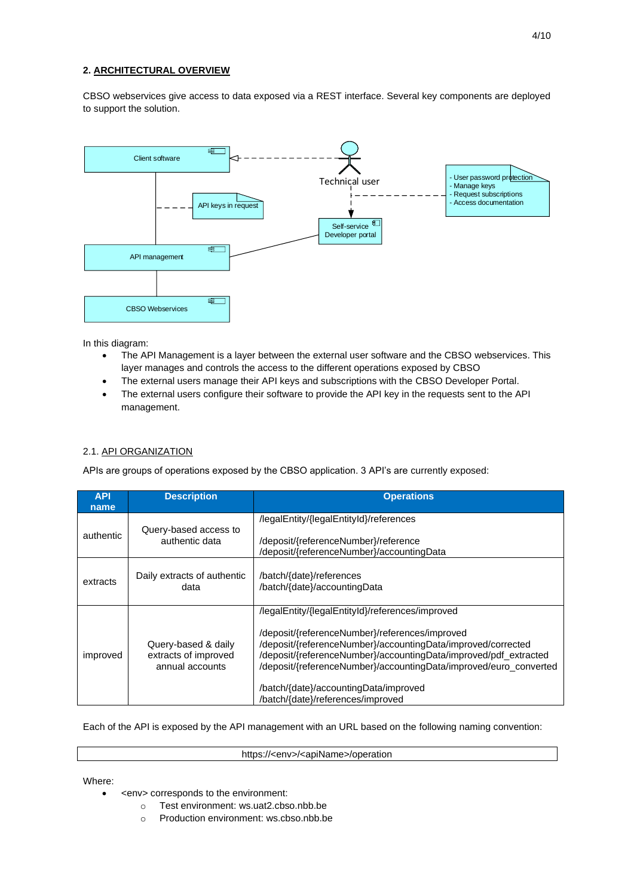## 2. ARCHITECTURAL OVERVIEW

CBSO webservices give access to data exposed via a REST interface. Several key components are deployed to support the solution.

Client software

Technical user

- User password protection
- Manage keys
- Request subscriptions
- Access documentation

API keys in request

Self-service Developer portal

API management

CBSO Webservices

In this diagram:

- The API Management is a layer between the external user software and the CBSO webservices. This layer manages and controls the access to the different operations exposed by CBSO
- The external users manage their API keys and subscriptions with the CBSO Developer Portal.
- The external users configure their software to provide the API key in the requests sent to the API management.

### 2.1. API ORGANIZATION

APIs are groups of operations exposed by the CBSO application. 3 API's are currently exposed:

| API name | Description | Operations |
|---|---|---|
| authentic | Query-based access to authentic data | /legalEntity/{legalEntityId}/references<br><br>/deposit/{referenceNumber}/reference<br>/deposit/{referenceNumber}/accountingData |
| extracts | Daily extracts of authentic data | /batch/{date}/references<br>/batch/{date}/accountingData |
| improved | Query-based & daily extracts of improved annual accounts | /legalEntity/{legalEntityId}/references/improved<br><br>/deposit/{referenceNumber}/references/improved<br>/deposit/{referenceNumber}/accountingData/improved/corrected<br>/deposit/{referenceNumber}/accountingData/improved/pdf_extracted<br>/deposit/{referenceNumber}/accountingData/improved/euro_converted<br><br>/batch/{date}/accountingData/improved<br>/batch/{date}/references/improved |

Each of the API is exposed by the API management with an URL based on the following naming convention:

```
https://<env>/<apiName>/operation
```

Where:

- <env> corresponds to the environment:
  - Test environment: ws.uat2.cbso.nbb.be
  - Production environment: ws.cbso.nbb.be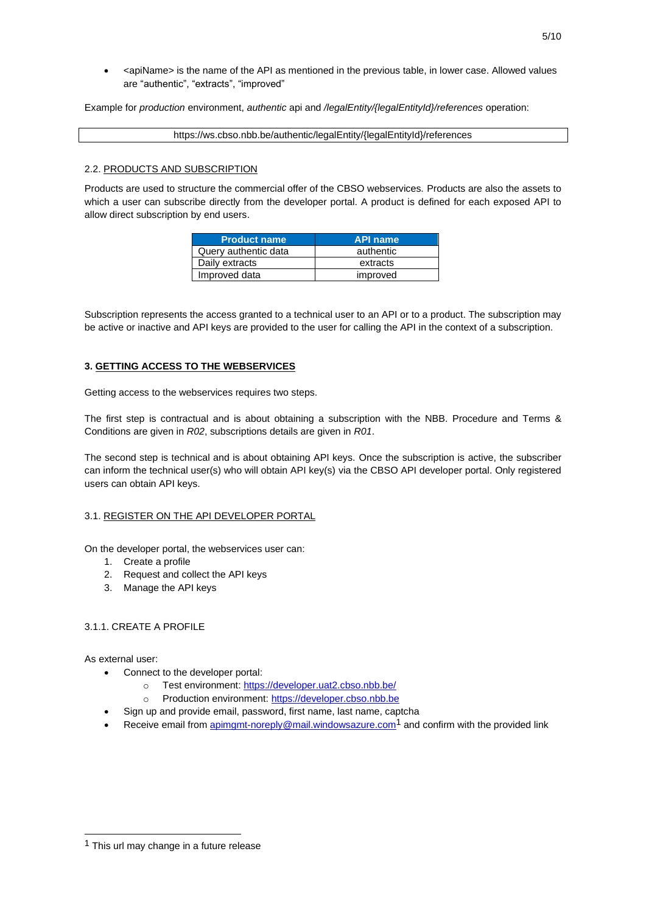- <apiName> is the name of the API as mentioned in the previous table, in lower case. Allowed values are "authentic", "extracts", "improved"

Example for *production* environment, *authentic* api and */legalEntity/{legalEntityId}/references* operation:

```
https://ws.cbso.nbb.be/authentic/legalEntity/{legalEntityId}/references
```

### 2.2. PRODUCTS AND SUBSCRIPTION

Products are used to structure the commercial offer of the CBSO webservices. Products are also the assets to which a user can subscribe directly from the developer portal. A product is defined for each exposed API to allow direct subscription by end users.

| Product name | API name |
|---|---|
| Query authentic data | authentic |
| Daily extracts | extracts |
| Improved data | improved |

Subscription represents the access granted to a technical user to an API or to a product. The subscription may be active or inactive and API keys are provided to the user for calling the API in the context of a subscription.

## 3. GETTING ACCESS TO THE WEBSERVICES

Getting access to the webservices requires two steps.

The first step is contractual and is about obtaining a subscription with the NBB. Procedure and Terms & Conditions are given in *R02*, subscriptions details are given in *R01*.

The second step is technical and is about obtaining API keys. Once the subscription is active, the subscriber can inform the technical user(s) who will obtain API key(s) via the CBSO API developer portal. Only registered users can obtain API keys.

### 3.1. REGISTER ON THE API DEVELOPER PORTAL

On the developer portal, the webservices user can:

1. Create a profile
2. Request and collect the API keys
3. Manage the API keys

#### 3.1.1. CREATE A PROFILE

As external user:

- Connect to the developer portal:
  - Test environment: https://developer.uat2.cbso.nbb.be/
  - Production environment: https://developer.cbso.nbb.be
- Sign up and provide email, password, first name, last name, captcha
- Receive email from apimgmt-noreply@mail.windowsazure.com[1] and confirm with the provided link

[1] This url may change in a future release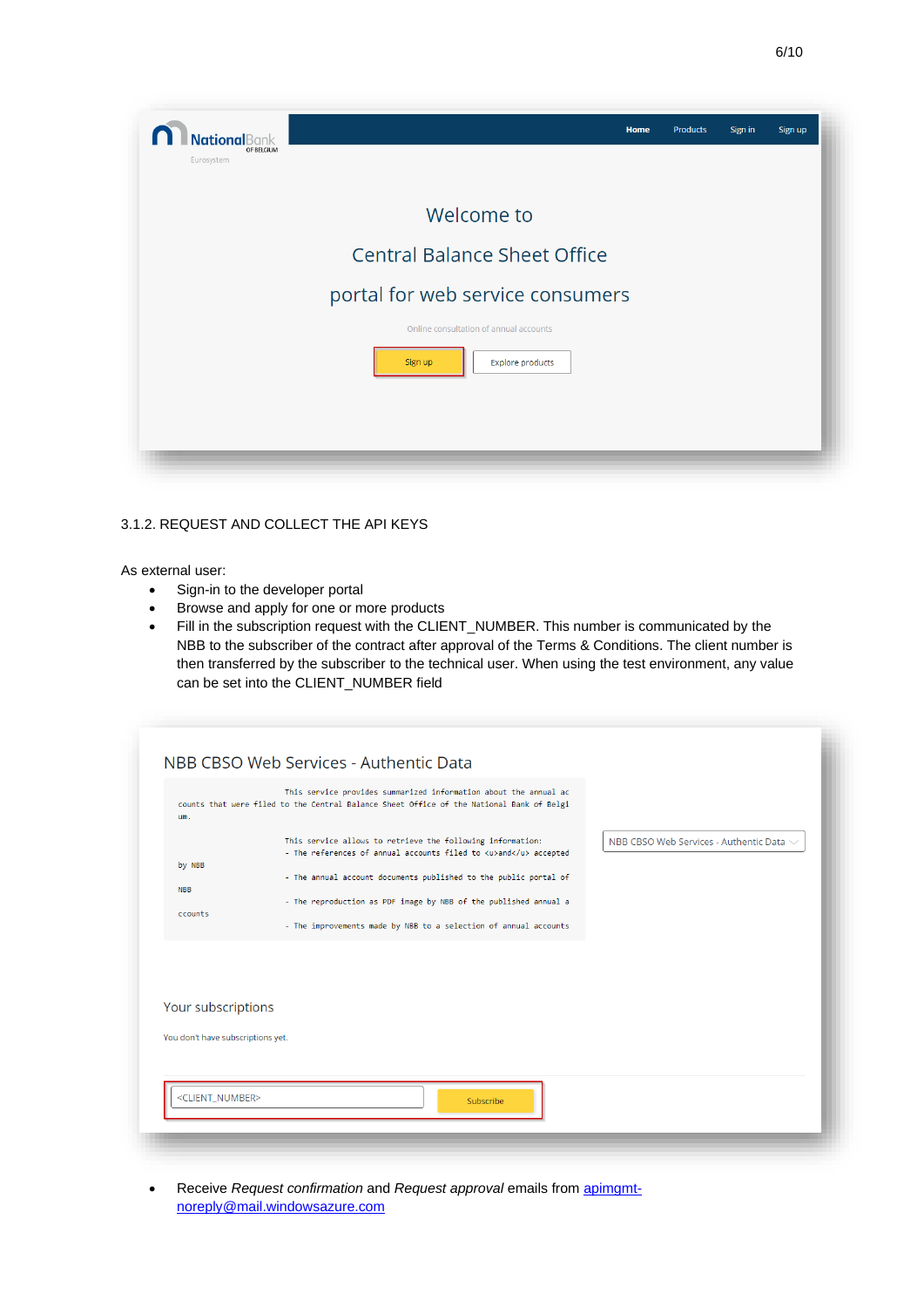### 3.1.2. REQUEST AND COLLECT THE API KEYS

As external user:

- Sign-in to the developer portal
- Browse and apply for one or more products
- Fill in the subscription request with the CLIENT_NUMBER. This number is communicated by the NBB to the subscriber of the contract after approval of the Terms & Conditions. The client number is then transferred by the subscriber to the technical user. When using the test environment, any value can be set into the CLIENT_NUMBER field

- Receive *Request confirmation* and *Request approval* emails from apimgmt-noreply@mail.windowsazure.com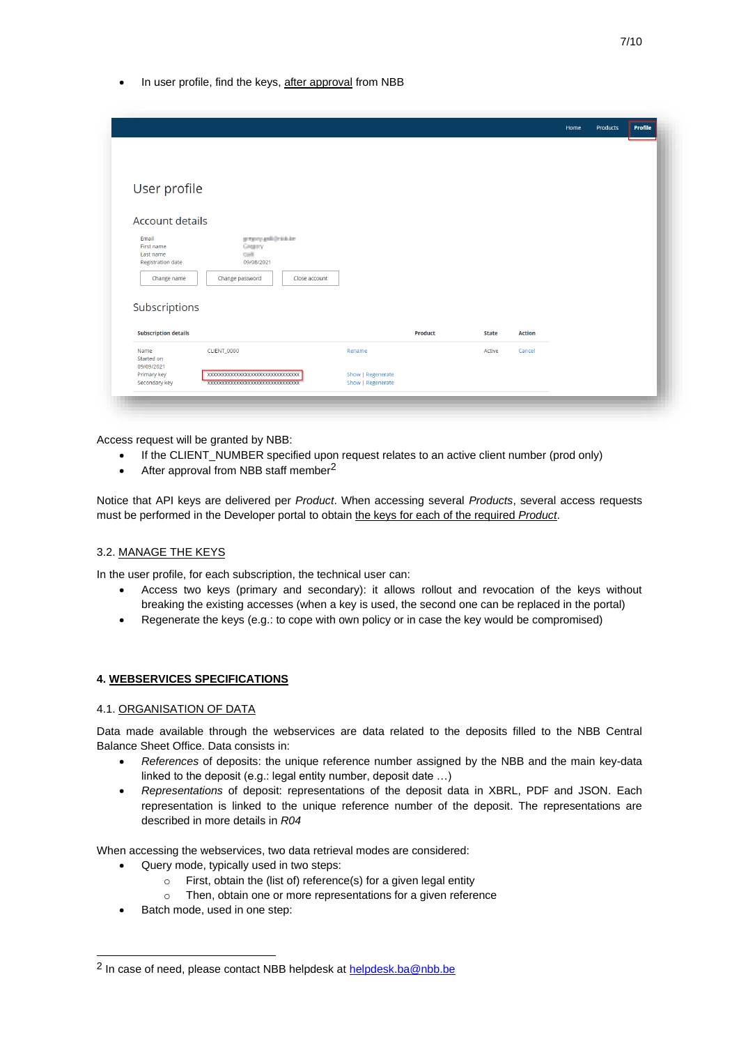- In user profile, find the keys, after approval from NBB

Access request will be granted by NBB:

- If the CLIENT_NUMBER specified upon request relates to an active client number (prod only)
- After approval from NBB staff member[2]

Notice that API keys are delivered per *Product*. When accessing several *Products*, several access requests must be performed in the Developer portal to obtain the keys for each of the required *Product*.

### 3.2. MANAGE THE KEYS

In the user profile, for each subscription, the technical user can:

- Access two keys (primary and secondary): it allows rollout and revocation of the keys without breaking the existing accesses (when a key is used, the second one can be replaced in the portal)
- Regenerate the keys (e.g.: to cope with own policy or in case the key would be compromised)

## 4. WEBSERVICES SPECIFICATIONS

### 4.1. ORGANISATION OF DATA

Data made available through the webservices are data related to the deposits filled to the NBB Central Balance Sheet Office. Data consists in:

- *References* of deposits: the unique reference number assigned by the NBB and the main key-data linked to the deposit (e.g.: legal entity number, deposit date …)
- *Representations* of deposit: representations of the deposit data in XBRL, PDF and JSON. Each representation is linked to the unique reference number of the deposit. The representations are described in more details in *R04*

When accessing the webservices, two data retrieval modes are considered:

- Query mode, typically used in two steps:
  - First, obtain the (list of) reference(s) for a given legal entity
  - Then, obtain one or more representations for a given reference
- Batch mode, used in one step:

[2] In case of need, please contact NBB helpdesk at helpdesk.ba@nbb.be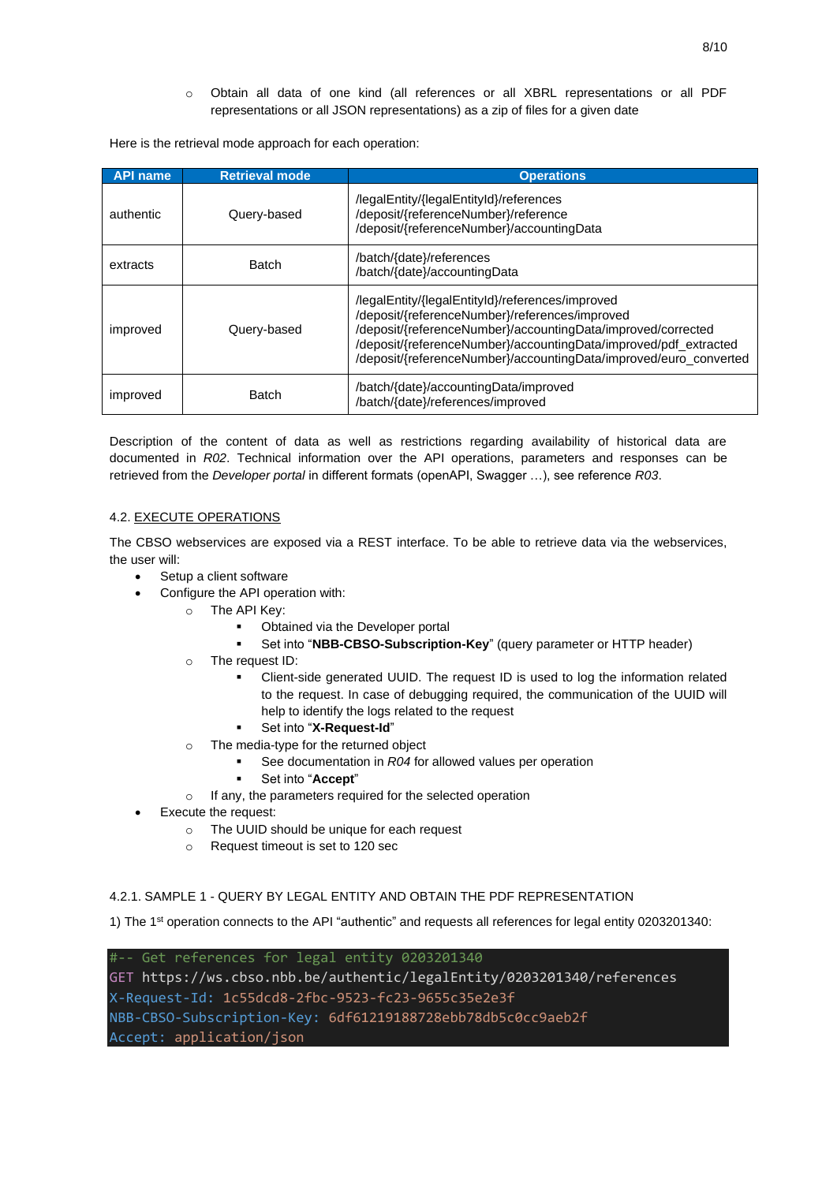- Obtain all data of one kind (all references or all XBRL representations or all PDF representations or all JSON representations) as a zip of files for a given date

Here is the retrieval mode approach for each operation:

| API name | Retrieval mode | Operations |
|---|---|---|
| authentic | Query-based | /legalEntity/{legalEntityId}/references<br>/deposit/{referenceNumber}/reference<br>/deposit/{referenceNumber}/accountingData |
| extracts | Batch | /batch/{date}/references<br>/batch/{date}/accountingData |
| improved | Query-based | /legalEntity/{legalEntityId}/references/improved<br>/deposit/{referenceNumber}/references/improved<br>/deposit/{referenceNumber}/accountingData/improved/corrected<br>/deposit/{referenceNumber}/accountingData/improved/pdf_extracted<br>/deposit/{referenceNumber}/accountingData/improved/euro_converted |
| improved | Batch | /batch/{date}/accountingData/improved<br>/batch/{date}/references/improved |

Description of the content of data as well as restrictions regarding availability of historical data are documented in *R02*. Technical information over the API operations, parameters and responses can be retrieved from the *Developer portal* in different formats (openAPI, Swagger …), see reference *R03*.

### 4.2. EXECUTE OPERATIONS

The CBSO webservices are exposed via a REST interface. To be able to retrieve data via the webservices, the user will:

- Setup a client software
- Configure the API operation with:
  - The API Key:
    - Obtained via the Developer portal
    - Set into "**NBB-CBSO-Subscription-Key**" (query parameter or HTTP header)
  - The request ID:
    - Client-side generated UUID. The request ID is used to log the information related to the request. In case of debugging required, the communication of the UUID will help to identify the logs related to the request
    - Set into "**X-Request-Id**"
  - The media-type for the returned object
    - See documentation in *R04* for allowed values per operation
    - Set into "**Accept**"
  - If any, the parameters required for the selected operation
- Execute the request:
  - The UUID should be unique for each request
  - Request timeout is set to 120 sec

#### 4.2.1. SAMPLE 1 - QUERY BY LEGAL ENTITY AND OBTAIN THE PDF REPRESENTATION

1) The 1st operation connects to the API "authentic" and requests all references for legal entity 0203201340:

```
#-- Get references for legal entity 0203201340
GET https://ws.cbso.nbb.be/authentic/legalEntity/0203201340/references
X-Request-Id: 1c55dcd8-2fbc-9523-fc23-9655c35e2e3f
NBB-CBSO-Subscription-Key: 6df61219188728ebb78db5c0cc9aeb2f
Accept: application/json
```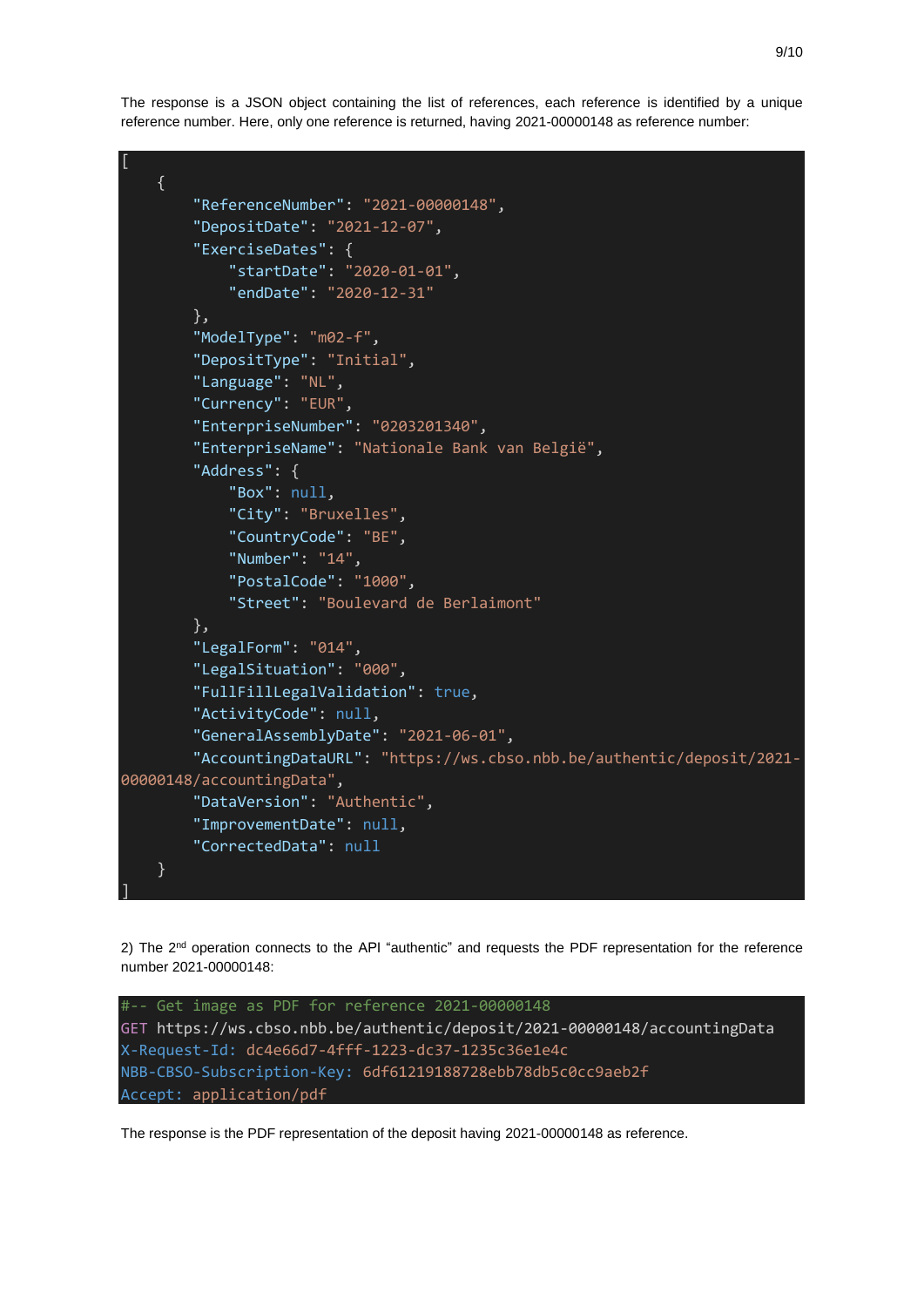The response is a JSON object containing the list of references, each reference is identified by a unique reference number. Here, only one reference is returned, having 2021-00000148 as reference number:

```
[
    {
        "ReferenceNumber": "2021-00000148",
        "DepositDate": "2021-12-07",
        "ExerciseDates": {
            "startDate": "2020-01-01",
            "endDate": "2020-12-31"
        },
        "ModelType": "m02-f",
        "DepositType": "Initial",
        "Language": "NL",
        "Currency": "EUR",
        "EnterpriseNumber": "0203201340",
        "EnterpriseName": "Nationale Bank van België",
        "Address": {
            "Box": null,
            "City": "Bruxelles",
            "CountryCode": "BE",
            "Number": "14",
            "PostalCode": "1000",
            "Street": "Boulevard de Berlaimont"
        },
        "LegalForm": "014",
        "LegalSituation": "000",
        "FullFillLegalValidation": true,
        "ActivityCode": null,
        "GeneralAssemblyDate": "2021-06-01",
        "AccountingDataURL": "https://ws.cbso.nbb.be/authentic/deposit/2021-00000148/accountingData",
        "DataVersion": "Authentic",
        "ImprovementDate": null,
        "CorrectedData": null
    }
]
```

2) The 2nd operation connects to the API "authentic" and requests the PDF representation for the reference number 2021-00000148:

```
#-- Get image as PDF for reference 2021-00000148
GET https://ws.cbso.nbb.be/authentic/deposit/2021-00000148/accountingData
X-Request-Id: dc4e66d7-4fff-1223-dc37-1235c36e1e4c
NBB-CBSO-Subscription-Key: 6df61219188728ebb78db5c0cc9aeb2f
Accept: application/pdf
```

The response is the PDF representation of the deposit having 2021-00000148 as reference.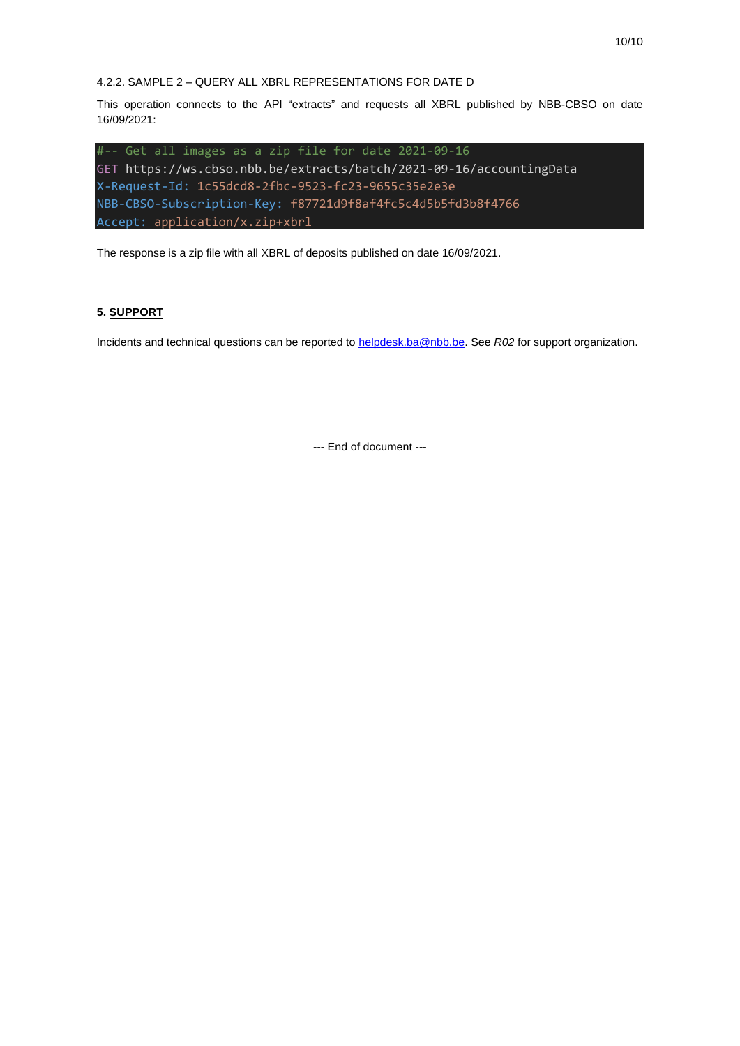#### 4.2.2. SAMPLE 2 – QUERY ALL XBRL REPRESENTATIONS FOR DATE D

This operation connects to the API "extracts" and requests all XBRL published by NBB-CBSO on date 16/09/2021:

```
#-- Get all images as a zip file for date 2021-09-16
GET https://ws.cbso.nbb.be/extracts/batch/2021-09-16/accountingData
X-Request-Id: 1c55dcd8-2fbc-9523-fc23-9655c35e2e3e
NBB-CBSO-Subscription-Key: f87721d9f8af4fc5c4d5b5fd3b8f4766
Accept: application/x.zip+xbrl
```

The response is a zip file with all XBRL of deposits published on date 16/09/2021.

## 5. SUPPORT

Incidents and technical questions can be reported to helpdesk.ba@nbb.be. See *R02* for support organization.

--- End of document ---